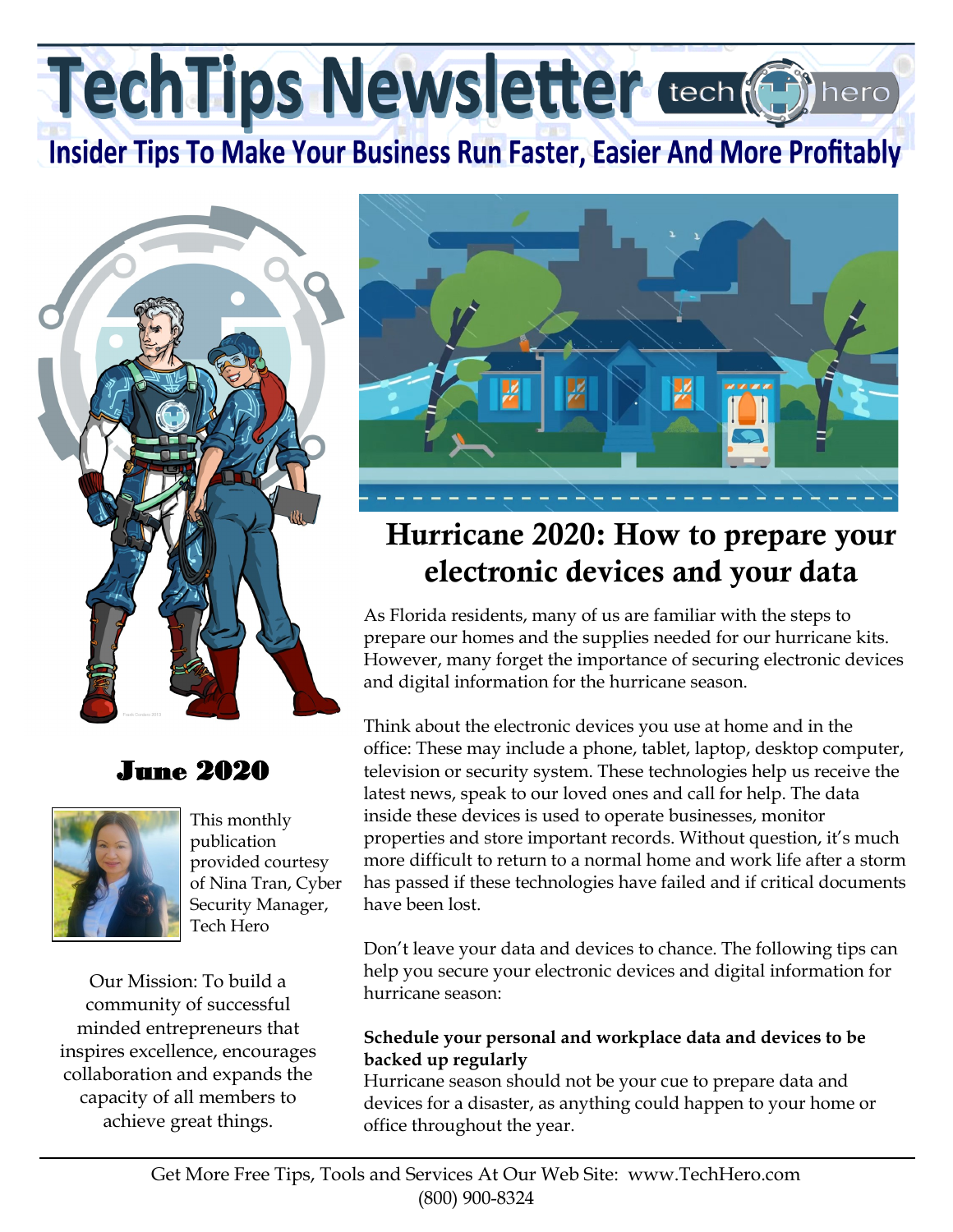# TechTips Newsletter

**Insider Tips To Make Your Business Run Faster, Easier And More Profitably**

## June 2020

This monthly publication provided courtesy of Nina Tran, Cyber Security Manager, Tech Hero

Our Mission: To build a community of successful minded entrepreneurs that inspires excellence, encourages collaboration and expands the capacity of all members to achieve great things.

## Hurricane 2020: How to prepare your electronic devices and your data

As Florida residents, many of us are familiar with the steps to prepare our homes and the supplies needed for our hurricane kits. However, many forget the importance of securing electronic devices and digital information for the hurricane season.

Think about the electronic devices you use at home and in the office: These may include a phone, tablet, laptop, desktop computer, television or security system. These technologies help us receive the latest news, speak to our loved ones and call for help. The data inside these devices is used to operate businesses, monitor properties and store important records. Without question, it's much more difficult to return to a normal home and work life after a storm has passed if these technologies have failed and if critical documents have been lost.

Don't leave your data and devices to chance. The following tips can help you secure your electronic devices and digital information for hurricane season:

**Schedule your personal and workplace data and devices to be backed up regularly**

Hurricane season should not be your cue to prepare data and devices for a disaster, as anything could happen to your home or office throughout the year.

Get More Free Tips, Tools and Services At Our Web Site: www.TechHero.com
(800) 900-8324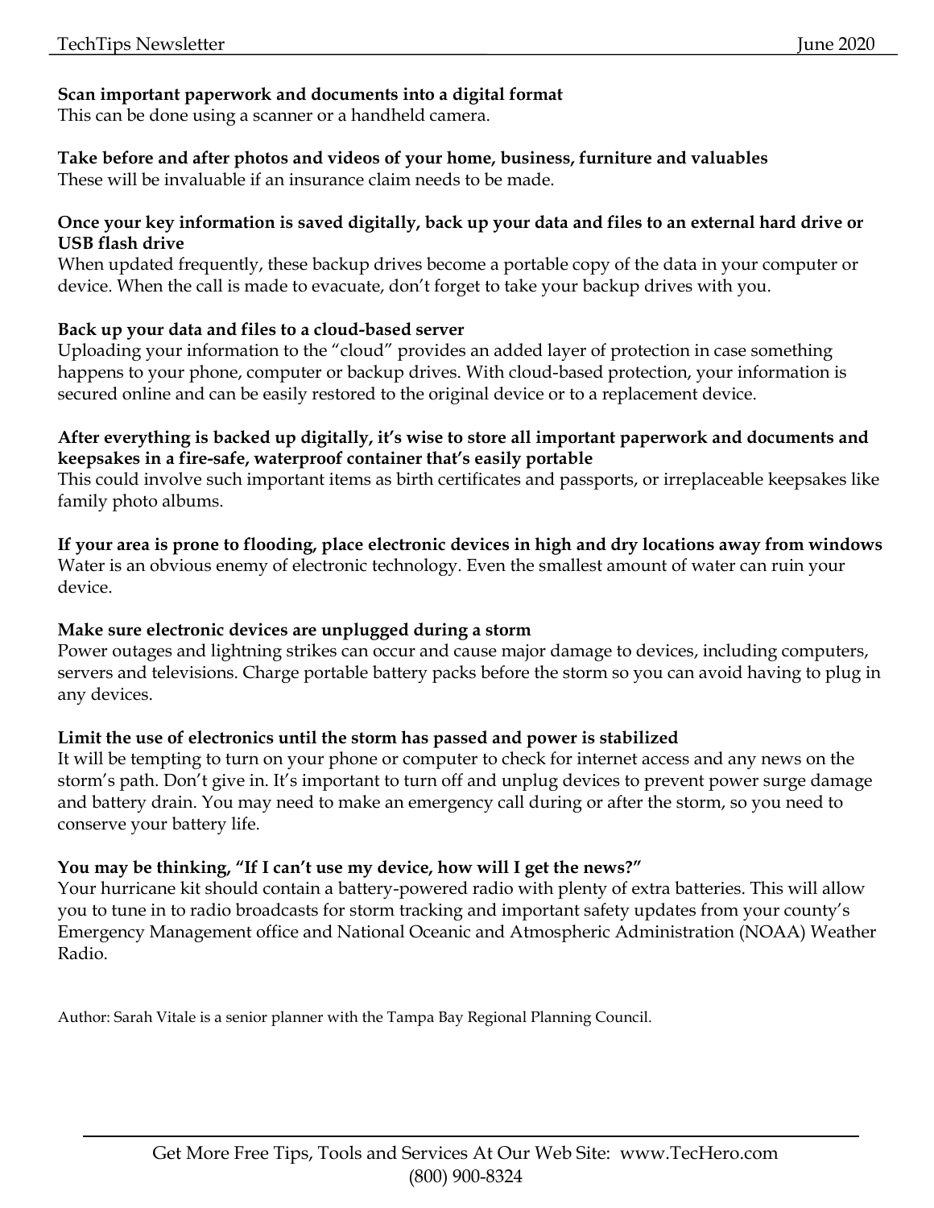**Scan important paperwork and documents into a digital format**
This can be done using a scanner or a handheld camera.

**Take before and after photos and videos of your home, business, furniture and valuables**
These will be invaluable if an insurance claim needs to be made.

**Once your key information is saved digitally, back up your data and files to an external hard drive or USB flash drive**
When updated frequently, these backup drives become a portable copy of the data in your computer or device. When the call is made to evacuate, don't forget to take your backup drives with you.

**Back up your data and files to a cloud-based server**
Uploading your information to the "cloud" provides an added layer of protection in case something happens to your phone, computer or backup drives. With cloud-based protection, your information is secured online and can be easily restored to the original device or to a replacement device.

**After everything is backed up digitally, it's wise to store all important paperwork and documents and keepsakes in a fire-safe, waterproof container that's easily portable**
This could involve such important items as birth certificates and passports, or irreplaceable keepsakes like family photo albums.

**If your area is prone to flooding, place electronic devices in high and dry locations away from windows**
Water is an obvious enemy of electronic technology. Even the smallest amount of water can ruin your device.

**Make sure electronic devices are unplugged during a storm**
Power outages and lightning strikes can occur and cause major damage to devices, including computers, servers and televisions. Charge portable battery packs before the storm so you can avoid having to plug in any devices.

**Limit the use of electronics until the storm has passed and power is stabilized**
It will be tempting to turn on your phone or computer to check for internet access and any news on the storm's path. Don't give in. It's important to turn off and unplug devices to prevent power surge damage and battery drain. You may need to make an emergency call during or after the storm, so you need to conserve your battery life.

**You may be thinking, "If I can't use my device, how will I get the news?"**
Your hurricane kit should contain a battery-powered radio with plenty of extra batteries. This will allow you to tune in to radio broadcasts for storm tracking and important safety updates from your county's Emergency Management office and National Oceanic and Atmospheric Administration (NOAA) Weather Radio.

Author: Sarah Vitale is a senior planner with the Tampa Bay Regional Planning Council.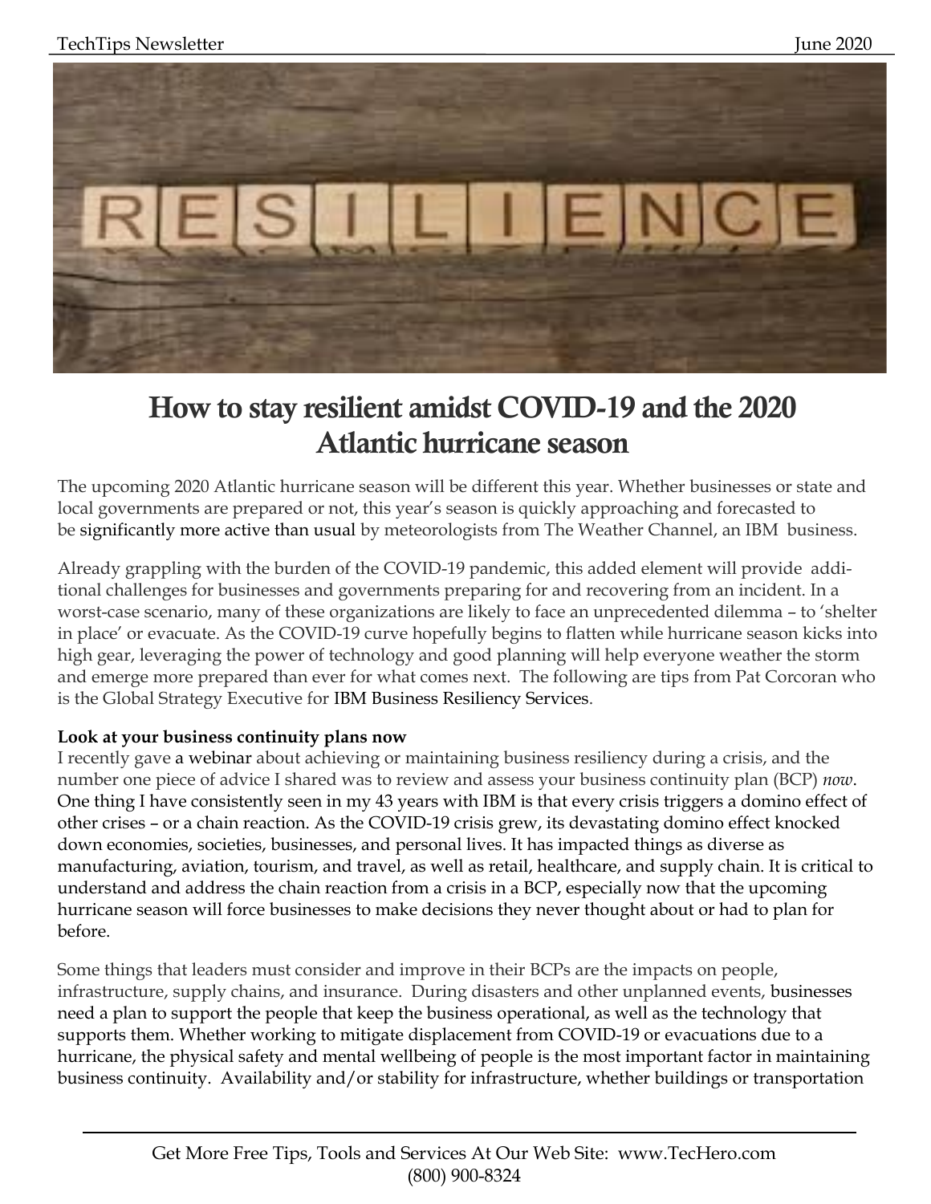# How to stay resilient amidst COVID-19 and the 2020 Atlantic hurricane season

The upcoming 2020 Atlantic hurricane season will be different this year. Whether businesses or state and local governments are prepared or not, this year's season is quickly approaching and forecasted to be significantly more active than usual by meteorologists from The Weather Channel, an IBM business.

Already grappling with the burden of the COVID-19 pandemic, this added element will provide additional challenges for businesses and governments preparing for and recovering from an incident. In a worst-case scenario, many of these organizations are likely to face an unprecedented dilemma – to 'shelter in place' or evacuate. As the COVID-19 curve hopefully begins to flatten while hurricane season kicks into high gear, leveraging the power of technology and good planning will help everyone weather the storm and emerge more prepared than ever for what comes next. The following are tips from Pat Corcoran who is the Global Strategy Executive for IBM Business Resiliency Services.

**Look at your business continuity plans now**

I recently gave a webinar about achieving or maintaining business resiliency during a crisis, and the number one piece of advice I shared was to review and assess your business continuity plan (BCP) *now*. One thing I have consistently seen in my 43 years with IBM is that every crisis triggers a domino effect of other crises – or a chain reaction. As the COVID-19 crisis grew, its devastating domino effect knocked down economies, societies, businesses, and personal lives. It has impacted things as diverse as manufacturing, aviation, tourism, and travel, as well as retail, healthcare, and supply chain. It is critical to understand and address the chain reaction from a crisis in a BCP, especially now that the upcoming hurricane season will force businesses to make decisions they never thought about or had to plan for before.

Some things that leaders must consider and improve in their BCPs are the impacts on people, infrastructure, supply chains, and insurance. During disasters and other unplanned events, businesses need a plan to support the people that keep the business operational, as well as the technology that supports them. Whether working to mitigate displacement from COVID-19 or evacuations due to a hurricane, the physical safety and mental wellbeing of people is the most important factor in maintaining business continuity. Availability and/or stability for infrastructure, whether buildings or transportation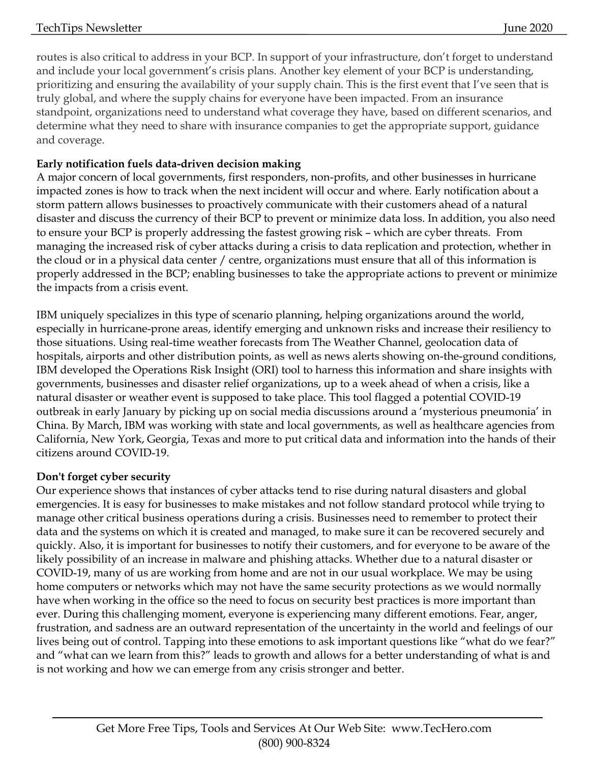routes is also critical to address in your BCP. In support of your infrastructure, don't forget to understand and include your local government's crisis plans. Another key element of your BCP is understanding, prioritizing and ensuring the availability of your supply chain. This is the first event that I've seen that is truly global, and where the supply chains for everyone have been impacted. From an insurance standpoint, organizations need to understand what coverage they have, based on different scenarios, and determine what they need to share with insurance companies to get the appropriate support, guidance and coverage.

**Early notification fuels data-driven decision making**

A major concern of local governments, first responders, non-profits, and other businesses in hurricane impacted zones is how to track when the next incident will occur and where. Early notification about a storm pattern allows businesses to proactively communicate with their customers ahead of a natural disaster and discuss the currency of their BCP to prevent or minimize data loss. In addition, you also need to ensure your BCP is properly addressing the fastest growing risk – which are cyber threats. From managing the increased risk of cyber attacks during a crisis to data replication and protection, whether in the cloud or in a physical data center / centre, organizations must ensure that all of this information is properly addressed in the BCP; enabling businesses to take the appropriate actions to prevent or minimize the impacts from a crisis event.

IBM uniquely specializes in this type of scenario planning, helping organizations around the world, especially in hurricane-prone areas, identify emerging and unknown risks and increase their resiliency to those situations. Using real-time weather forecasts from The Weather Channel, geolocation data of hospitals, airports and other distribution points, as well as news alerts showing on-the-ground conditions, IBM developed the Operations Risk Insight (ORI) tool to harness this information and share insights with governments, businesses and disaster relief organizations, up to a week ahead of when a crisis, like a natural disaster or weather event is supposed to take place. This tool flagged a potential COVID-19 outbreak in early January by picking up on social media discussions around a 'mysterious pneumonia' in China. By March, IBM was working with state and local governments, as well as healthcare agencies from California, New York, Georgia, Texas and more to put critical data and information into the hands of their citizens around COVID-19.

**Don't forget cyber security**

Our experience shows that instances of cyber attacks tend to rise during natural disasters and global emergencies. It is easy for businesses to make mistakes and not follow standard protocol while trying to manage other critical business operations during a crisis. Businesses need to remember to protect their data and the systems on which it is created and managed, to make sure it can be recovered securely and quickly. Also, it is important for businesses to notify their customers, and for everyone to be aware of the likely possibility of an increase in malware and phishing attacks. Whether due to a natural disaster or COVID-19, many of us are working from home and are not in our usual workplace. We may be using home computers or networks which may not have the same security protections as we would normally have when working in the office so the need to focus on security best practices is more important than ever. During this challenging moment, everyone is experiencing many different emotions. Fear, anger, frustration, and sadness are an outward representation of the uncertainty in the world and feelings of our lives being out of control. Tapping into these emotions to ask important questions like "what do we fear?" and "what can we learn from this?" leads to growth and allows for a better understanding of what is and is not working and how we can emerge from any crisis stronger and better.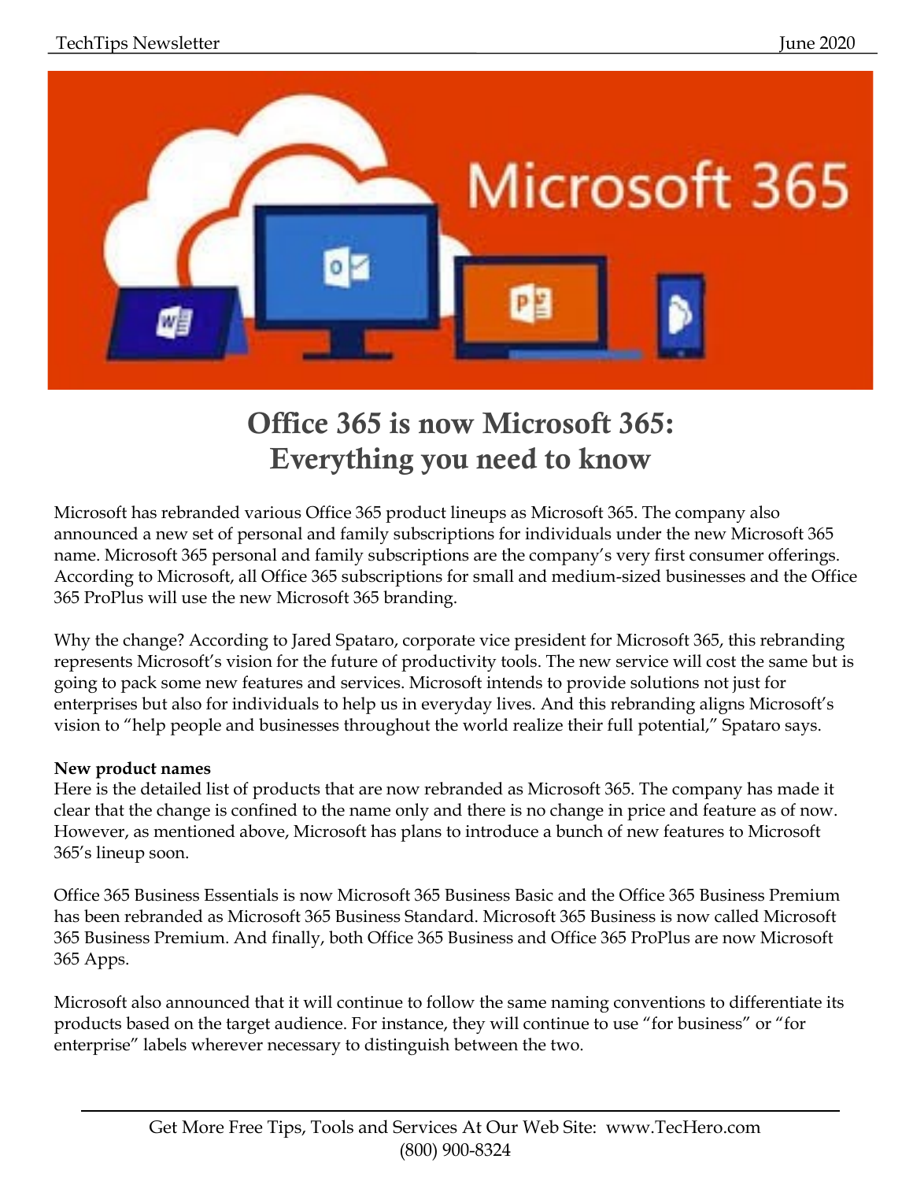# Office 365 is now Microsoft 365: Everything you need to know

Microsoft has rebranded various Office 365 product lineups as Microsoft 365. The company also announced a new set of personal and family subscriptions for individuals under the new Microsoft 365 name. Microsoft 365 personal and family subscriptions are the company's very first consumer offerings. According to Microsoft, all Office 365 subscriptions for small and medium-sized businesses and the Office 365 ProPlus will use the new Microsoft 365 branding.

Why the change? According to Jared Spataro, corporate vice president for Microsoft 365, this rebranding represents Microsoft's vision for the future of productivity tools. The new service will cost the same but is going to pack some new features and services. Microsoft intends to provide solutions not just for enterprises but also for individuals to help us in everyday lives. And this rebranding aligns Microsoft's vision to "help people and businesses throughout the world realize their full potential," Spataro says.

**New product names**
Here is the detailed list of products that are now rebranded as Microsoft 365. The company has made it clear that the change is confined to the name only and there is no change in price and feature as of now. However, as mentioned above, Microsoft has plans to introduce a bunch of new features to Microsoft 365's lineup soon.

Office 365 Business Essentials is now Microsoft 365 Business Basic and the Office 365 Business Premium has been rebranded as Microsoft 365 Business Standard. Microsoft 365 Business is now called Microsoft 365 Business Premium. And finally, both Office 365 Business and Office 365 ProPlus are now Microsoft 365 Apps.

Microsoft also announced that it will continue to follow the same naming conventions to differentiate its products based on the target audience. For instance, they will continue to use "for business" or "for enterprise" labels wherever necessary to distinguish between the two.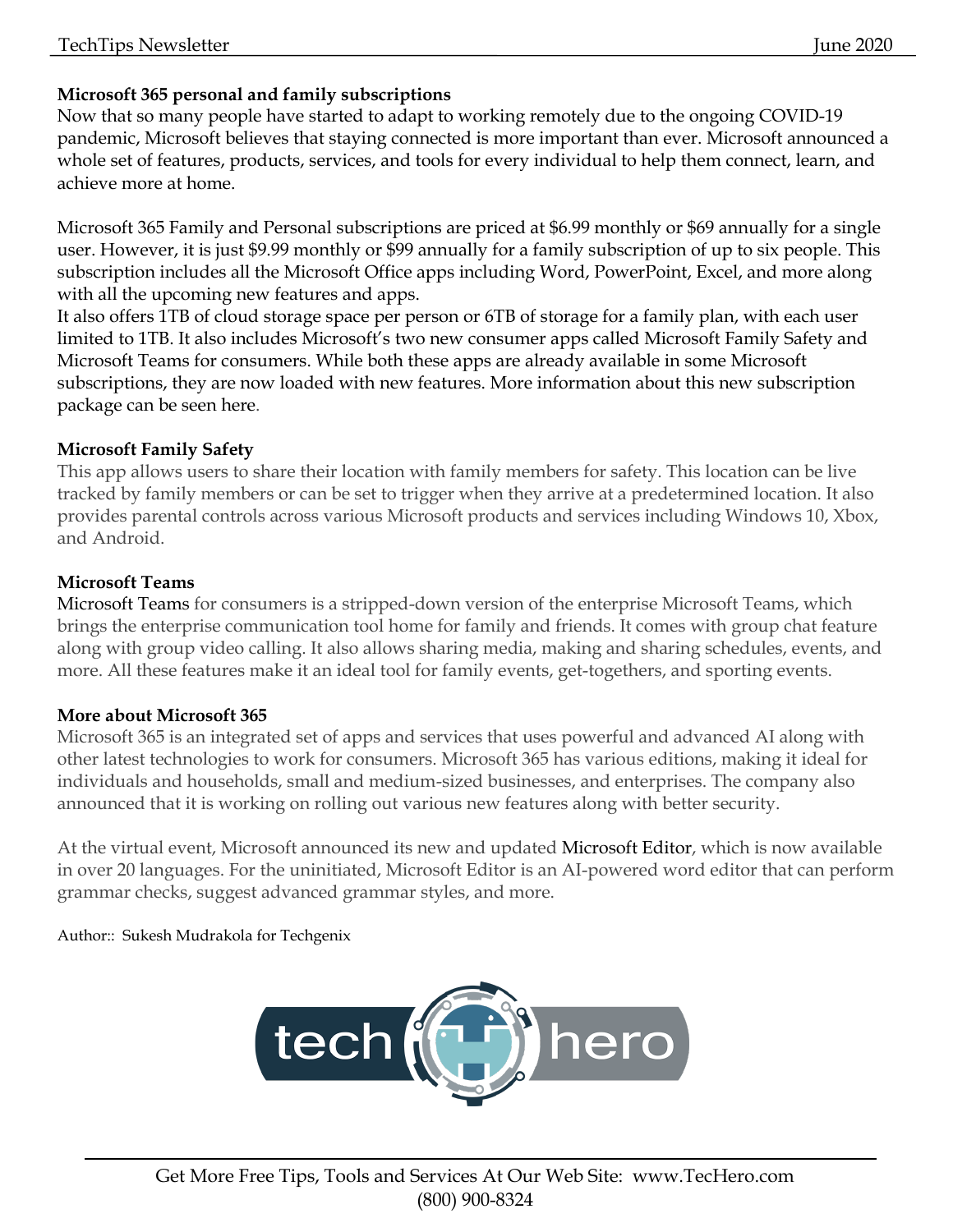**Microsoft 365 personal and family subscriptions**

Now that so many people have started to adapt to working remotely due to the ongoing COVID-19 pandemic, Microsoft believes that staying connected is more important than ever. Microsoft announced a whole set of features, products, services, and tools for every individual to help them connect, learn, and achieve more at home.

Microsoft 365 Family and Personal subscriptions are priced at $6.99 monthly or $69 annually for a single user. However, it is just $9.99 monthly or $99 annually for a family subscription of up to six people. This subscription includes all the Microsoft Office apps including Word, PowerPoint, Excel, and more along with all the upcoming new features and apps.

It also offers 1TB of cloud storage space per person or 6TB of storage for a family plan, with each user limited to 1TB. It also includes Microsoft's two new consumer apps called Microsoft Family Safety and Microsoft Teams for consumers. While both these apps are already available in some Microsoft subscriptions, they are now loaded with new features. More information about this new subscription package can be seen here.

**Microsoft Family Safety**

This app allows users to share their location with family members for safety. This location can be live tracked by family members or can be set to trigger when they arrive at a predetermined location. It also provides parental controls across various Microsoft products and services including Windows 10, Xbox, and Android.

**Microsoft Teams**

Microsoft Teams for consumers is a stripped-down version of the enterprise Microsoft Teams, which brings the enterprise communication tool home for family and friends. It comes with group chat feature along with group video calling. It also allows sharing media, making and sharing schedules, events, and more. All these features make it an ideal tool for family events, get-togethers, and sporting events.

**More about Microsoft 365**

Microsoft 365 is an integrated set of apps and services that uses powerful and advanced AI along with other latest technologies to work for consumers. Microsoft 365 has various editions, making it ideal for individuals and households, small and medium-sized businesses, and enterprises. The company also announced that it is working on rolling out various new features along with better security.

At the virtual event, Microsoft announced its new and updated Microsoft Editor, which is now available in over 20 languages. For the uninitiated, Microsoft Editor is an AI-powered word editor that can perform grammar checks, suggest advanced grammar styles, and more.

Author:: Sukesh Mudrakola for Techgenix

Get More Free Tips, Tools and Services At Our Web Site: www.TecHero.com
(800) 900-8324